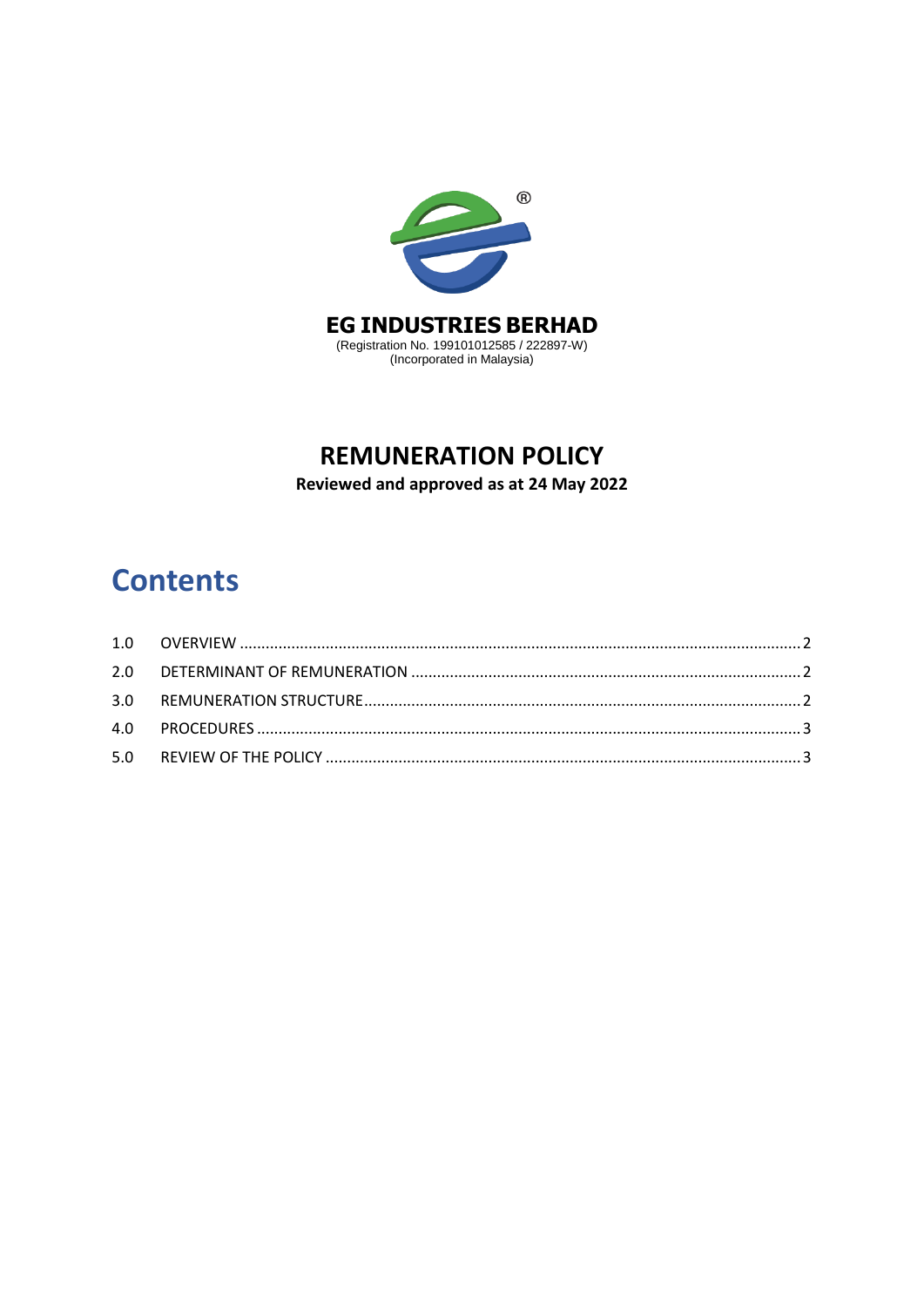# EG INDUSTRIES BERHAD

(Registration No. 199101012585 / 222897-W)
(Incorporated in Malaysia)

# REMUNERATION POLICY

**Reviewed and approved as at 24 May 2022**

## Contents

| | | |
|---|---|---|
| 1.0 | OVERVIEW | 2 |
| 2.0 | DETERMINANT OF REMUNERATION | 2 |
| 3.0 | REMUNERATION STRUCTURE | 2 |
| 4.0 | PROCEDURES | 3 |
| 5.0 | REVIEW OF THE POLICY | 3 |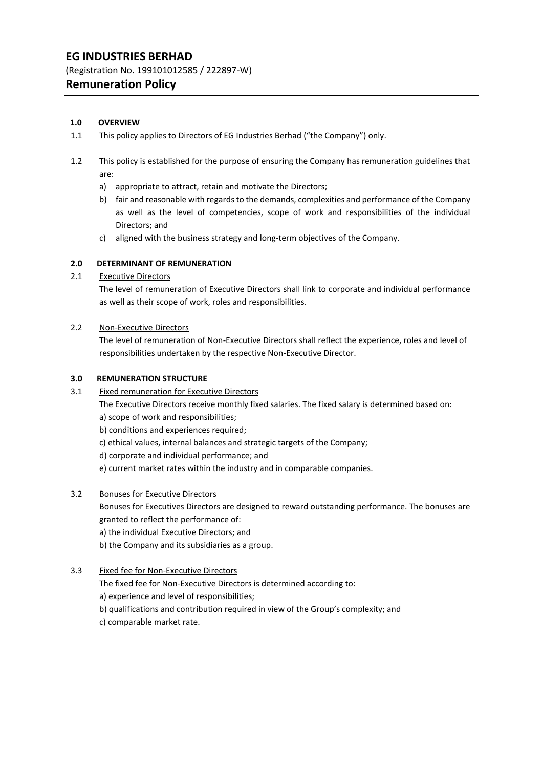# EG INDUSTRIES BERHAD

(Registration No. 199101012585 / 222897-W)

## Remuneration Policy

**1.0 OVERVIEW**

1.1 This policy applies to Directors of EG Industries Berhad ("the Company") only.

1.2 This policy is established for the purpose of ensuring the Company has remuneration guidelines that are:

a) appropriate to attract, retain and motivate the Directors;

b) fair and reasonable with regards to the demands, complexities and performance of the Company as well as the level of competencies, scope of work and responsibilities of the individual Directors; and

c) aligned with the business strategy and long-term objectives of the Company.

**2.0 DETERMINANT OF REMUNERATION**

2.1 Executive Directors

The level of remuneration of Executive Directors shall link to corporate and individual performance as well as their scope of work, roles and responsibilities.

2.2 Non-Executive Directors

The level of remuneration of Non-Executive Directors shall reflect the experience, roles and level of responsibilities undertaken by the respective Non-Executive Director.

**3.0 REMUNERATION STRUCTURE**

3.1 Fixed remuneration for Executive Directors

The Executive Directors receive monthly fixed salaries. The fixed salary is determined based on:

a) scope of work and responsibilities;

b) conditions and experiences required;

c) ethical values, internal balances and strategic targets of the Company;

d) corporate and individual performance; and

e) current market rates within the industry and in comparable companies.

3.2 Bonuses for Executive Directors

Bonuses for Executives Directors are designed to reward outstanding performance. The bonuses are granted to reflect the performance of:

a) the individual Executive Directors; and

b) the Company and its subsidiaries as a group.

3.3 Fixed fee for Non-Executive Directors

The fixed fee for Non-Executive Directors is determined according to:

a) experience and level of responsibilities;

b) qualifications and contribution required in view of the Group's complexity; and

c) comparable market rate.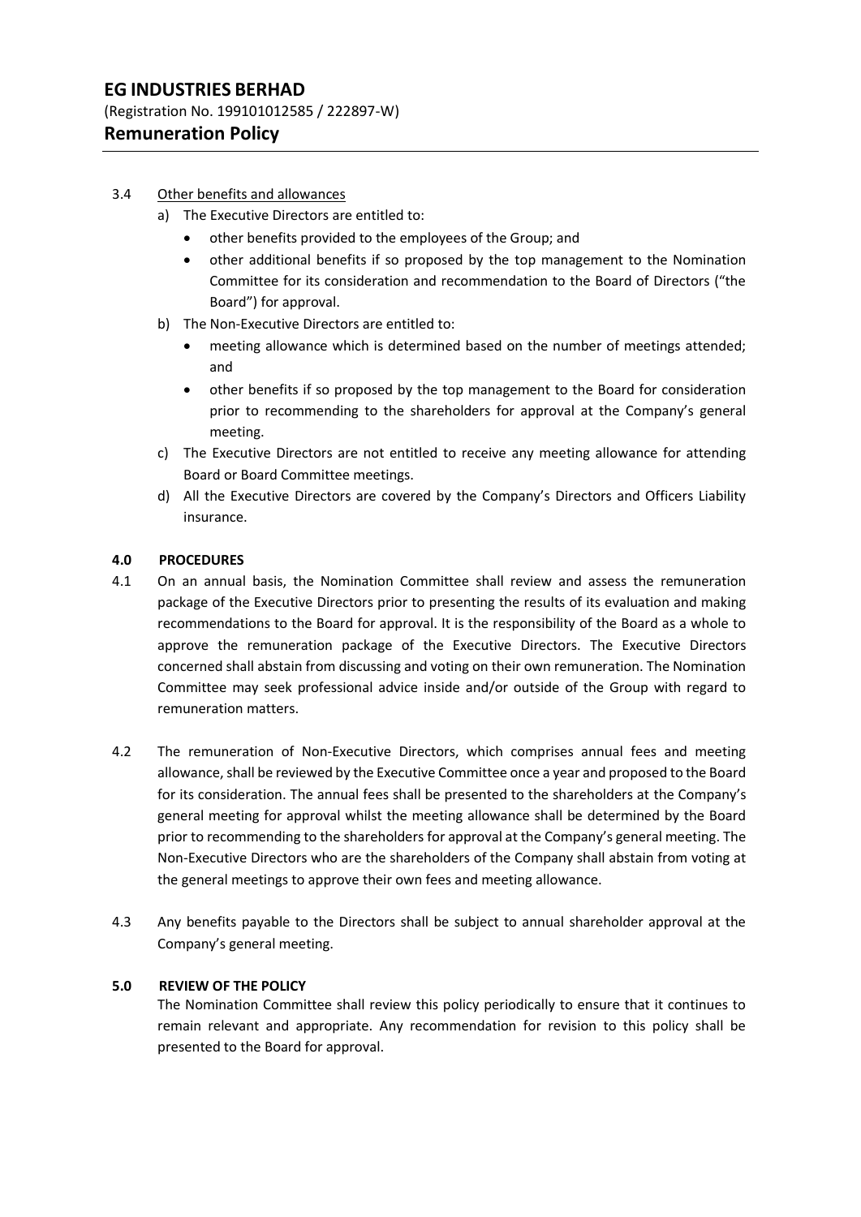3.4 <u>Other benefits and allowances</u>

a) The Executive Directors are entitled to:
   - other benefits provided to the employees of the Group; and
   - other additional benefits if so proposed by the top management to the Nomination Committee for its consideration and recommendation to the Board of Directors ("the Board") for approval.

b) The Non-Executive Directors are entitled to:
   - meeting allowance which is determined based on the number of meetings attended; and
   - other benefits if so proposed by the top management to the Board for consideration prior to recommending to the shareholders for approval at the Company's general meeting.

c) The Executive Directors are not entitled to receive any meeting allowance for attending Board or Board Committee meetings.

d) All the Executive Directors are covered by the Company's Directors and Officers Liability insurance.

## 4.0 PROCEDURES

4.1 On an annual basis, the Nomination Committee shall review and assess the remuneration package of the Executive Directors prior to presenting the results of its evaluation and making recommendations to the Board for approval. It is the responsibility of the Board as a whole to approve the remuneration package of the Executive Directors. The Executive Directors concerned shall abstain from discussing and voting on their own remuneration. The Nomination Committee may seek professional advice inside and/or outside of the Group with regard to remuneration matters.

4.2 The remuneration of Non-Executive Directors, which comprises annual fees and meeting allowance, shall be reviewed by the Executive Committee once a year and proposed to the Board for its consideration. The annual fees shall be presented to the shareholders at the Company's general meeting for approval whilst the meeting allowance shall be determined by the Board prior to recommending to the shareholders for approval at the Company's general meeting. The Non-Executive Directors who are the shareholders of the Company shall abstain from voting at the general meetings to approve their own fees and meeting allowance.

4.3 Any benefits payable to the Directors shall be subject to annual shareholder approval at the Company's general meeting.

## 5.0 REVIEW OF THE POLICY

The Nomination Committee shall review this policy periodically to ensure that it continues to remain relevant and appropriate. Any recommendation for revision to this policy shall be presented to the Board for approval.